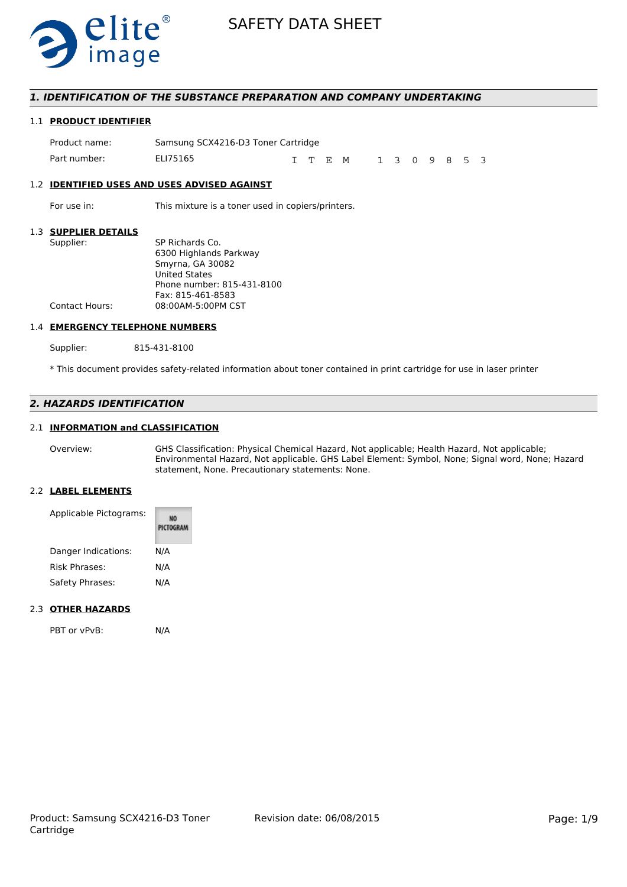# SAFETY DATA SHEET

## 1. IDENTIFICATION OF THE SUBSTANCE PREPARATION AND COMPANY UNDERTAKING

### 1.1 PRODUCT IDENTIFIER

| | |
|---|---|
| Product name: | Samsung SCX4216-D3 Toner Cartridge |
| Part number: | ELI75165 ITEM 1309853 |

### 1.2 IDENTIFIED USES AND USES ADVISED AGAINST

For use in: This mixture is a toner used in copiers/printers.

### 1.3 SUPPLIER DETAILS

Supplier: SP Richards Co.
6300 Highlands Parkway
Smyrna, GA 30082
United States
Phone number: 815-431-8100
Fax: 815-461-8583

Contact Hours: 08:00AM-5:00PM CST

### 1.4 EMERGENCY TELEPHONE NUMBERS

Supplier: 815-431-8100

* This document provides safety-related information about toner contained in print cartridge for use in laser printer

## 2. HAZARDS IDENTIFICATION

### 2.1 INFORMATION and CLASSIFICATION

Overview: GHS Classification: Physical Chemical Hazard, Not applicable; Health Hazard, Not applicable; Environmental Hazard, Not applicable. GHS Label Element: Symbol, None; Signal word, None; Hazard statement, None. Precautionary statements: None.

### 2.2 LABEL ELEMENTS

| | |
|---|---|
| Applicable Pictograms: | NO PICTOGRAM |
| Danger Indications: | N/A |
| Risk Phrases: | N/A |
| Safety Phrases: | N/A |

### 2.3 OTHER HAZARDS

PBT or vPvB: N/A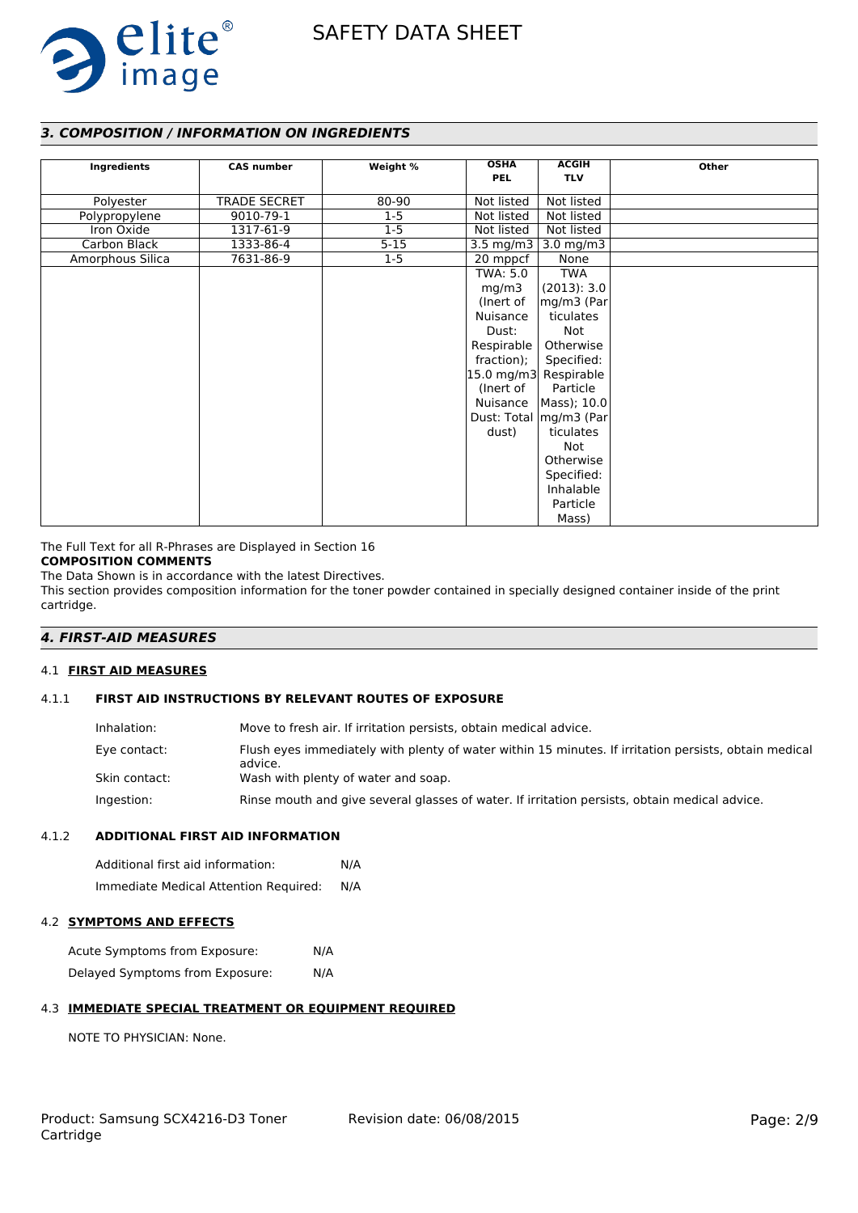## *3. COMPOSITION / INFORMATION ON INGREDIENTS*

| Ingredients | CAS number | Weight % | OSHA PEL | ACGIH TLV | Other |
|---|---|---|---|---|---|
| Polyester | TRADE SECRET | 80-90 | Not listed | Not listed | |
| Polypropylene | 9010-79-1 | 1-5 | Not listed | Not listed | |
| Iron Oxide | 1317-61-9 | 1-5 | Not listed | Not listed | |
| Carbon Black | 1333-86-4 | 5-15 | 3.5 mg/m3 | 3.0 mg/m3 | |
| Amorphous Silica | 7631-86-9 | 1-5 | 20 mppcf | None | |
| | | | TWA: 5.0 mg/m3 (Inert of Nuisance Dust: Respirable fraction); 15.0 mg/m3 (Inert of Nuisance Dust: Total dust) | TWA (2013): 3.0 mg/m3 (Particulates Not Otherwise Specified: Respirable Particle Mass); 10.0 mg/m3 (Particulates Not Otherwise Specified: Inhalable Particle Mass) | |

The Full Text for all R-Phrases are Displayed in Section 16

**COMPOSITION COMMENTS**

The Data Shown is in accordance with the latest Directives.

This section provides composition information for the toner powder contained in specially designed container inside of the print cartridge.

## *4. FIRST-AID MEASURES*

### 4.1 FIRST AID MEASURES

#### 4.1.1 FIRST AID INSTRUCTIONS BY RELEVANT ROUTES OF EXPOSURE

Inhalation: Move to fresh air. If irritation persists, obtain medical advice.

Eye contact: Flush eyes immediately with plenty of water within 15 minutes. If irritation persists, obtain medical advice.

Skin contact: Wash with plenty of water and soap.

Ingestion: Rinse mouth and give several glasses of water. If irritation persists, obtain medical advice.

#### 4.1.2 ADDITIONAL FIRST AID INFORMATION

Additional first aid information: N/A

Immediate Medical Attention Required: N/A

### 4.2 SYMPTOMS AND EFFECTS

Acute Symptoms from Exposure: N/A

Delayed Symptoms from Exposure: N/A

### 4.3 IMMEDIATE SPECIAL TREATMENT OR EQUIPMENT REQUIRED

NOTE TO PHYSICIAN: None.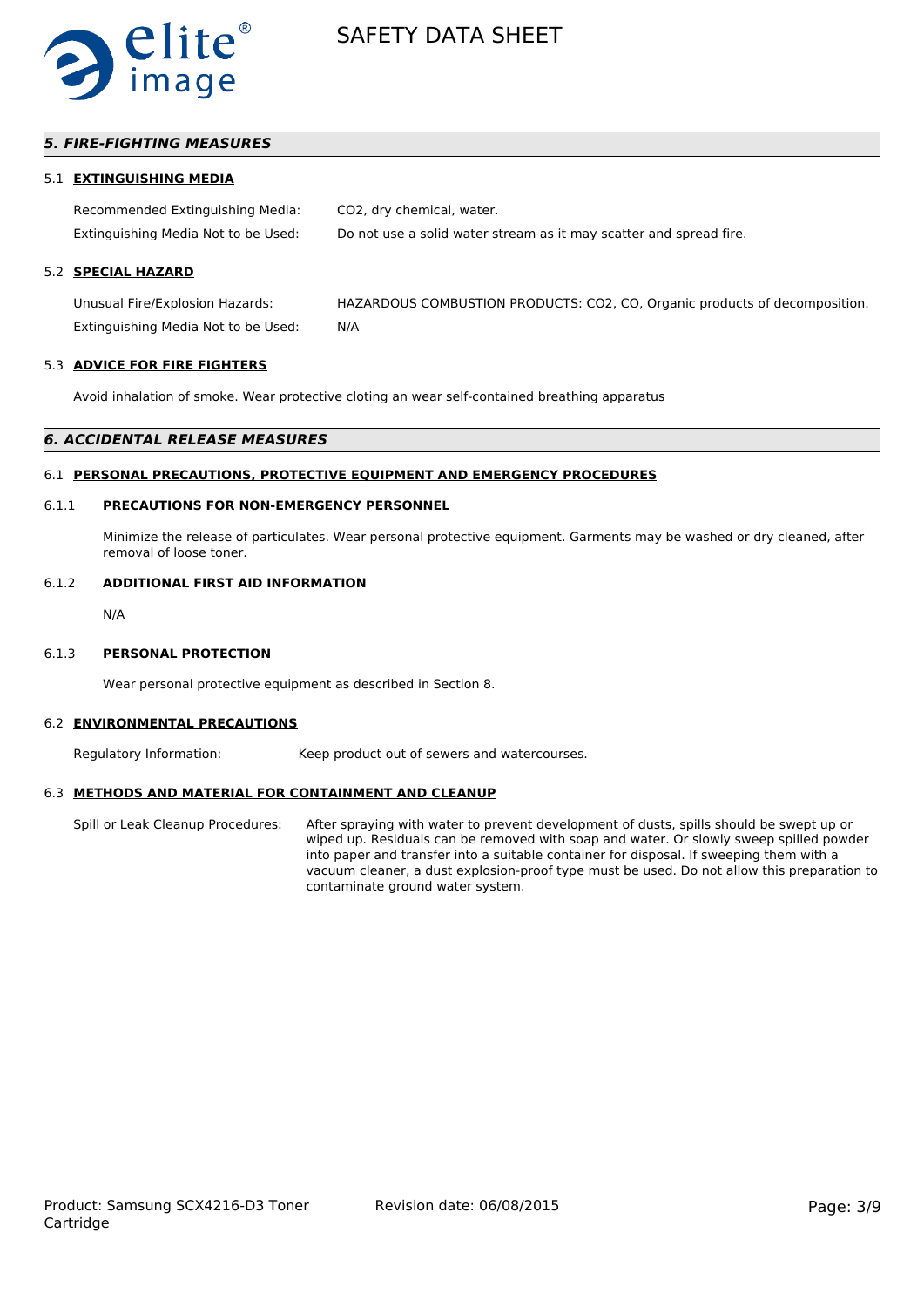## *5. FIRE-FIGHTING MEASURES*

### 5.1 EXTINGUISHING MEDIA

Recommended Extinguishing Media: $CO_2$, dry chemical, water.

Extinguishing Media Not to be Used: Do not use a solid water stream as it may scatter and spread fire.

### 5.2 SPECIAL HAZARD

Unusual Fire/Explosion Hazards: HAZARDOUS COMBUSTION PRODUCTS: $CO_2$, CO, Organic products of decomposition.

Extinguishing Media Not to be Used: N/A

### 5.3 ADVICE FOR FIRE FIGHTERS

Avoid inhalation of smoke. Wear protective cloting an wear self-contained breathing apparatus

## *6. ACCIDENTAL RELEASE MEASURES*

### 6.1 PERSONAL PRECAUTIONS, PROTECTIVE EQUIPMENT AND EMERGENCY PROCEDURES

#### 6.1.1 PRECAUTIONS FOR NON-EMERGENCY PERSONNEL

Minimize the release of particulates. Wear personal protective equipment. Garments may be washed or dry cleaned, after removal of loose toner.

#### 6.1.2 ADDITIONAL FIRST AID INFORMATION

N/A

#### 6.1.3 PERSONAL PROTECTION

Wear personal protective equipment as described in Section 8.

### 6.2 ENVIRONMENTAL PRECAUTIONS

Regulatory Information: Keep product out of sewers and watercourses.

### 6.3 METHODS AND MATERIAL FOR CONTAINMENT AND CLEANUP

Spill or Leak Cleanup Procedures: After spraying with water to prevent development of dusts, spills should be swept up or wiped up. Residuals can be removed with soap and water. Or slowly sweep spilled powder into paper and transfer into a suitable container for disposal. If sweeping them with a vacuum cleaner, a dust explosion-proof type must be used. Do not allow this preparation to contaminate ground water system.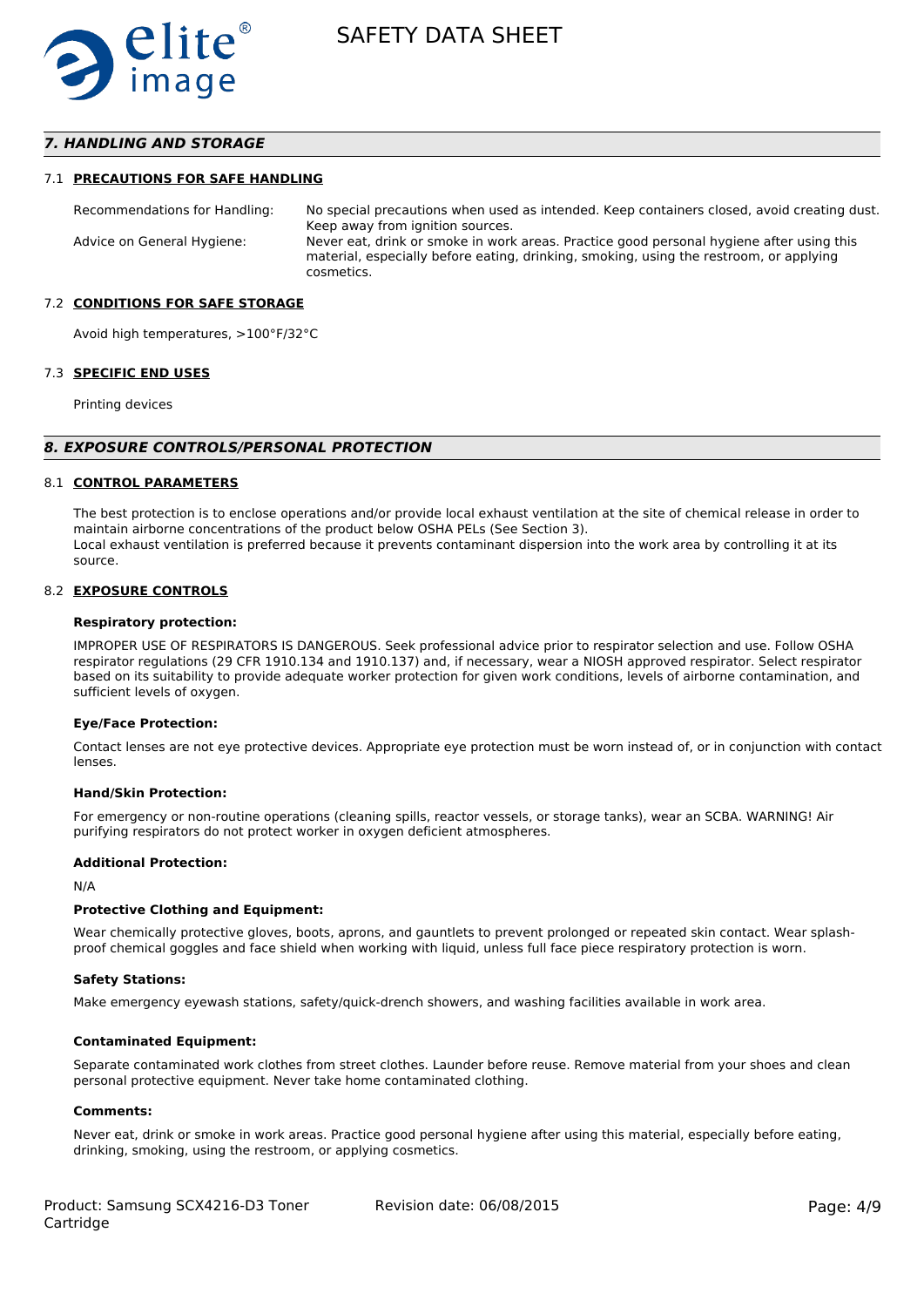## 7. HANDLING AND STORAGE

### 7.1 PRECAUTIONS FOR SAFE HANDLING

Recommendations for Handling: No special precautions when used as intended. Keep containers closed, avoid creating dust. Keep away from ignition sources.

Advice on General Hygiene: Never eat, drink or smoke in work areas. Practice good personal hygiene after using this material, especially before eating, drinking, smoking, using the restroom, or applying cosmetics.

### 7.2 CONDITIONS FOR SAFE STORAGE

Avoid high temperatures, >100°F/32°C

### 7.3 SPECIFIC END USES

Printing devices

## 8. EXPOSURE CONTROLS/PERSONAL PROTECTION

### 8.1 CONTROL PARAMETERS

The best protection is to enclose operations and/or provide local exhaust ventilation at the site of chemical release in order to maintain airborne concentrations of the product below OSHA PELs (See Section 3).
Local exhaust ventilation is preferred because it prevents contaminant dispersion into the work area by controlling it at its source.

### 8.2 EXPOSURE CONTROLS

**Respiratory protection:**

IMPROPER USE OF RESPIRATORS IS DANGEROUS. Seek professional advice prior to respirator selection and use. Follow OSHA respirator regulations (29 CFR 1910.134 and 1910.137) and, if necessary, wear a NIOSH approved respirator. Select respirator based on its suitability to provide adequate worker protection for given work conditions, levels of airborne contamination, and sufficient levels of oxygen.

**Eye/Face Protection:**

Contact lenses are not eye protective devices. Appropriate eye protection must be worn instead of, or in conjunction with contact lenses.

**Hand/Skin Protection:**

For emergency or non-routine operations (cleaning spills, reactor vessels, or storage tanks), wear an SCBA. WARNING! Air purifying respirators do not protect worker in oxygen deficient atmospheres.

**Additional Protection:**

N/A

**Protective Clothing and Equipment:**

Wear chemically protective gloves, boots, aprons, and gauntlets to prevent prolonged or repeated skin contact. Wear splash-proof chemical goggles and face shield when working with liquid, unless full face piece respiratory protection is worn.

**Safety Stations:**

Make emergency eyewash stations, safety/quick-drench showers, and washing facilities available in work area.

**Contaminated Equipment:**

Separate contaminated work clothes from street clothes. Launder before reuse. Remove material from your shoes and clean personal protective equipment. Never take home contaminated clothing.

**Comments:**

Never eat, drink or smoke in work areas. Practice good personal hygiene after using this material, especially before eating, drinking, smoking, using the restroom, or applying cosmetics.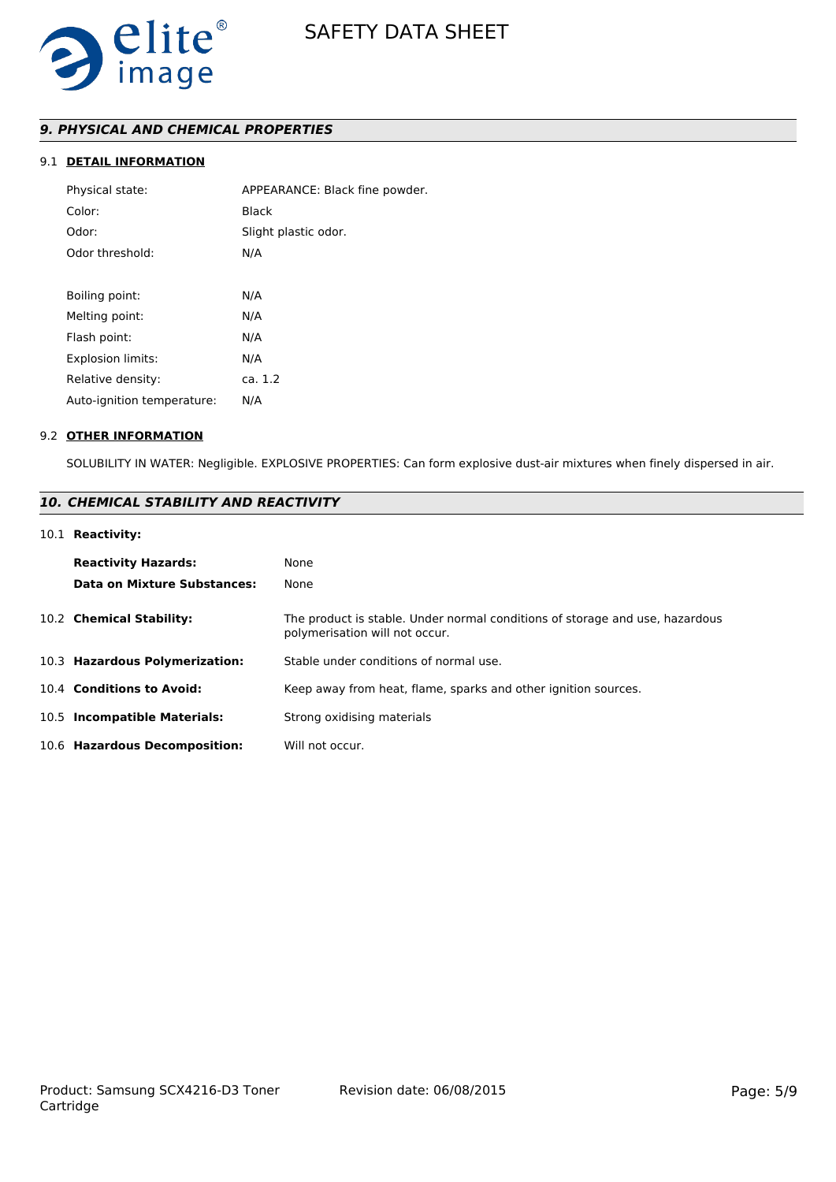## *9. PHYSICAL AND CHEMICAL PROPERTIES*

### 9.1 DETAIL INFORMATION

| | |
|---|---|
| Physical state: | APPEARANCE: Black fine powder. |
| Color: | Black |
| Odor: | Slight plastic odor. |
| Odor threshold: | N/A |
| Boiling point: | N/A |
| Melting point: | N/A |
| Flash point: | N/A |
| Explosion limits: | N/A |
| Relative density: | ca. 1.2 |
| Auto-ignition temperature: | N/A |

### 9.2 OTHER INFORMATION

SOLUBILITY IN WATER: Negligible. EXPLOSIVE PROPERTIES: Can form explosive dust-air mixtures when finely dispersed in air.

## *10. CHEMICAL STABILITY AND REACTIVITY*

10.1 **Reactivity:**

| | |
|---|---|
| **Reactivity Hazards:** | None |
| **Data on Mixture Substances:** | None |

| | |
|---|---|
| 10.2 **Chemical Stability:** | The product is stable. Under normal conditions of storage and use, hazardous polymerisation will not occur. |
| 10.3 **Hazardous Polymerization:** | Stable under conditions of normal use. |
| 10.4 **Conditions to Avoid:** | Keep away from heat, flame, sparks and other ignition sources. |
| 10.5 **Incompatible Materials:** | Strong oxidising materials |
| 10.6 **Hazardous Decomposition:** | Will not occur. |

Product: Samsung SCX4216-D3 Toner Cartridge    Revision date: 06/08/2015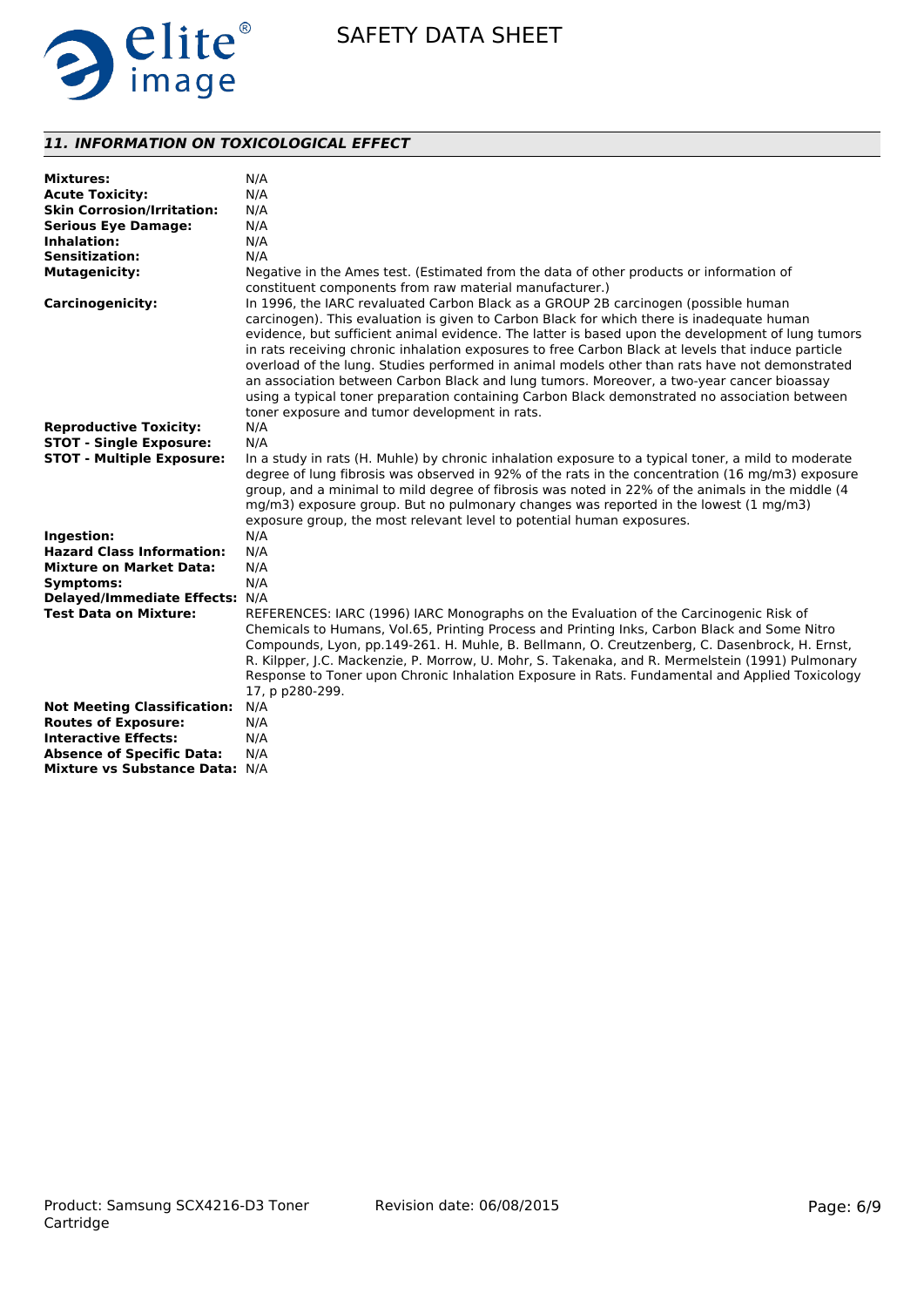## *11. INFORMATION ON TOXICOLOGICAL EFFECT*

**Mixtures:** N/A

**Acute Toxicity:** N/A

**Skin Corrosion/Irritation:** N/A

**Serious Eye Damage:** N/A

**Inhalation:** N/A

**Sensitization:** N/A

**Mutagenicity:** Negative in the Ames test. (Estimated from the data of other products or information of constituent components from raw material manufacturer.)

**Carcinogenicity:** In 1996, the IARC revaluated Carbon Black as a GROUP 2B carcinogen (possible human carcinogen). This evaluation is given to Carbon Black for which there is inadequate human evidence, but sufficient animal evidence. The latter is based upon the development of lung tumors in rats receiving chronic inhalation exposures to free Carbon Black at levels that induce particle overload of the lung. Studies performed in animal models other than rats have not demonstrated an association between Carbon Black and lung tumors. Moreover, a two-year cancer bioassay using a typical toner preparation containing Carbon Black demonstrated no association between toner exposure and tumor development in rats.

**Reproductive Toxicity:** N/A

**STOT - Single Exposure:** N/A

**STOT - Multiple Exposure:** In a study in rats (H. Muhle) by chronic inhalation exposure to a typical toner, a mild to moderate degree of lung fibrosis was observed in 92% of the rats in the concentration (16 mg/m3) exposure group, and a minimal to mild degree of fibrosis was noted in 22% of the animals in the middle (4 mg/m3) exposure group. But no pulmonary changes was reported in the lowest (1 mg/m3) exposure group, the most relevant level to potential human exposures.

**Ingestion:** N/A

**Hazard Class Information:** N/A

**Mixture on Market Data:** N/A

**Symptoms:** N/A

**Delayed/Immediate Effects:** N/A

**Test Data on Mixture:** REFERENCES: IARC (1996) IARC Monographs on the Evaluation of the Carcinogenic Risk of Chemicals to Humans, Vol.65, Printing Process and Printing Inks, Carbon Black and Some Nitro Compounds, Lyon, pp.149-261. H. Muhle, B. Bellmann, O. Creutzenberg, C. Dasenbrock, H. Ernst, R. Kilpper, J.C. Mackenzie, P. Morrow, U. Mohr, S. Takenaka, and R. Mermelstein (1991) Pulmonary Response to Toner upon Chronic Inhalation Exposure in Rats. Fundamental and Applied Toxicology 17, p p280-299.

**Not Meeting Classification:** N/A

**Routes of Exposure:** N/A

**Interactive Effects:** N/A

**Absence of Specific Data:** N/A

**Mixture vs Substance Data:** N/A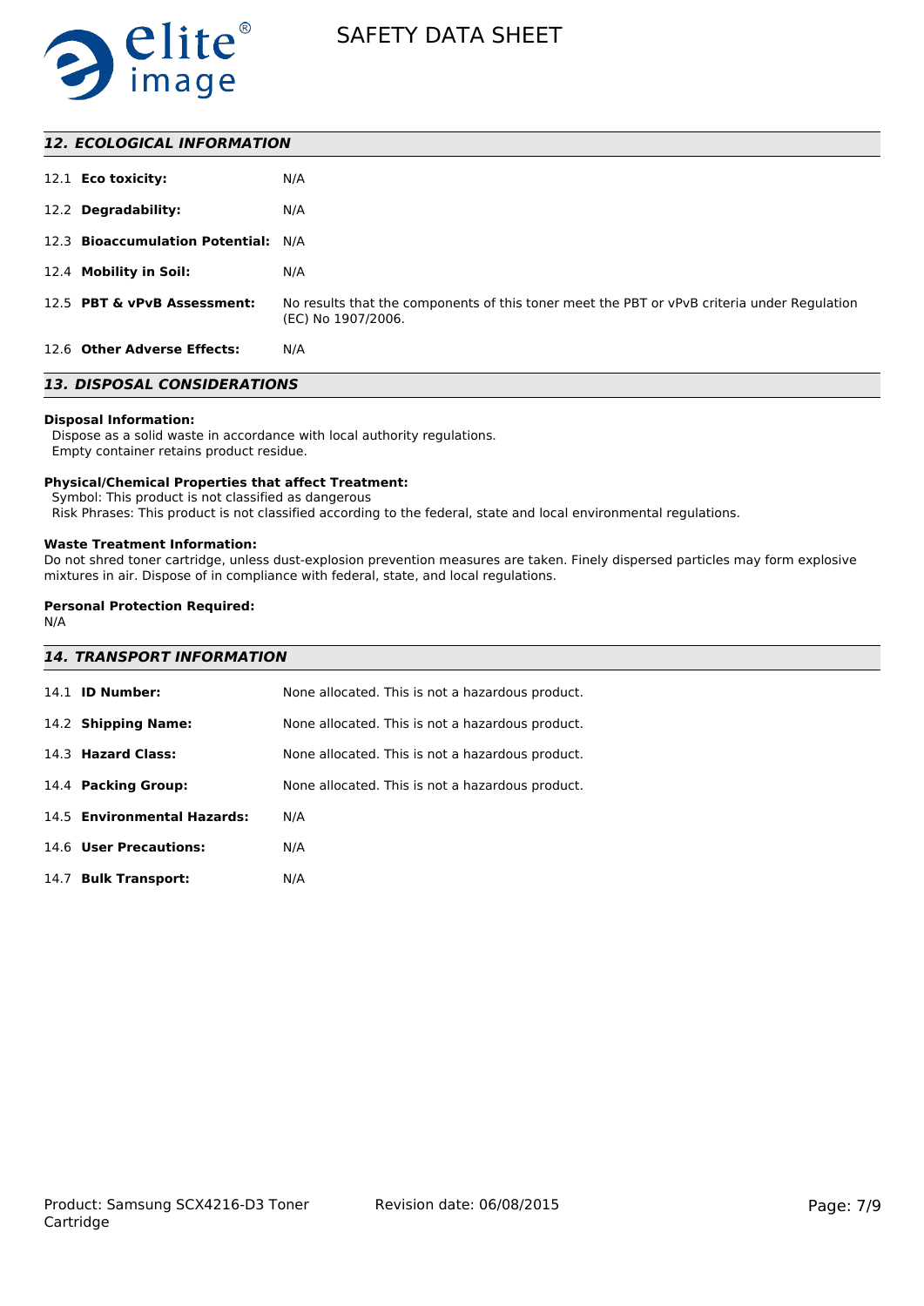## 12. ECOLOGICAL INFORMATION

| | |
|---|---|
| 12.1 **Eco toxicity:** | N/A |
| 12.2 **Degradability:** | N/A |
| 12.3 **Bioaccumulation Potential:** | N/A |
| 12.4 **Mobility in Soil:** | N/A |
| 12.5 **PBT & vPvB Assessment:** | No results that the components of this toner meet the PBT or vPvB criteria under Regulation (EC) No 1907/2006. |
| 12.6 **Other Adverse Effects:** | N/A |

## 13. DISPOSAL CONSIDERATIONS

**Disposal Information:**

Dispose as a solid waste in accordance with local authority regulations.
Empty container retains product residue.

**Physical/Chemical Properties that affect Treatment:**

Symbol: This product is not classified as dangerous
Risk Phrases: This product is not classified according to the federal, state and local environmental regulations.

**Waste Treatment Information:**

Do not shred toner cartridge, unless dust-explosion prevention measures are taken. Finely dispersed particles may form explosive mixtures in air. Dispose of in compliance with federal, state, and local regulations.

**Personal Protection Required:**

N/A

## 14. TRANSPORT INFORMATION

| | |
|---|---|
| 14.1 **ID Number:** | None allocated. This is not a hazardous product. |
| 14.2 **Shipping Name:** | None allocated. This is not a hazardous product. |
| 14.3 **Hazard Class:** | None allocated. This is not a hazardous product. |
| 14.4 **Packing Group:** | None allocated. This is not a hazardous product. |
| 14.5 **Environmental Hazards:** | N/A |
| 14.6 **User Precautions:** | N/A |
| 14.7 **Bulk Transport:** | N/A |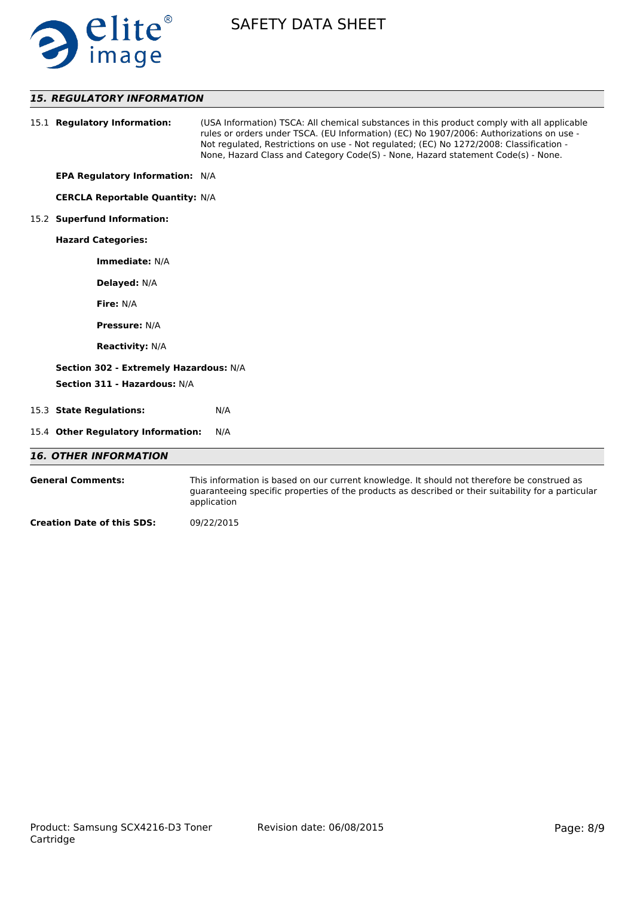## 15. REGULATORY INFORMATION

15.1 **Regulatory Information:** (USA Information) TSCA: All chemical substances in this product comply with all applicable rules or orders under TSCA. (EU Information) (EC) No 1907/2006: Authorizations on use - Not regulated, Restrictions on use - Not regulated; (EC) No 1272/2008: Classification - None, Hazard Class and Category Code(S) - None, Hazard statement Code(s) - None.

**EPA Regulatory Information:** N/A

**CERCLA Reportable Quantity:** N/A

15.2 **Superfund Information:**

**Hazard Categories:**

**Immediate:** N/A

**Delayed:** N/A

**Fire:** N/A

**Pressure:** N/A

**Reactivity:** N/A

**Section 302 - Extremely Hazardous:** N/A

**Section 311 - Hazardous:** N/A

15.3 **State Regulations:** N/A

15.4 **Other Regulatory Information:** N/A

## 16. OTHER INFORMATION

**General Comments:** This information is based on our current knowledge. It should not therefore be construed as guaranteeing specific properties of the products as described or their suitability for a particular application

**Creation Date of this SDS:** 09/22/2015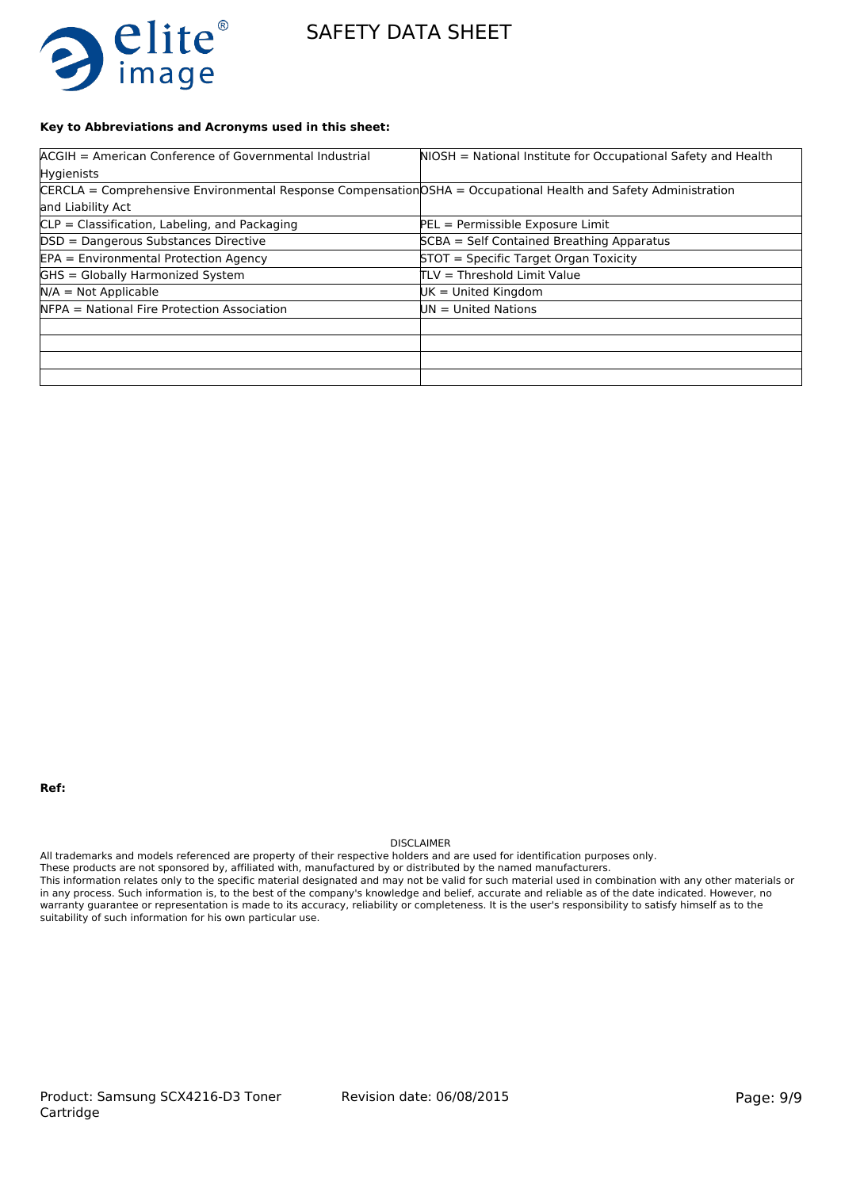**Key to Abbreviations and Acronyms used in this sheet:**

| | |
|---|---|
| ACGIH = American Conference of Governmental Industrial Hygienists | NIOSH = National Institute for Occupational Safety and Health |
| CERCLA = Comprehensive Environmental Response Compensation and Liability Act | OSHA = Occupational Health and Safety Administration |
| CLP = Classification, Labeling, and Packaging | PEL = Permissible Exposure Limit |
| DSD = Dangerous Substances Directive | SCBA = Self Contained Breathing Apparatus |
| EPA = Environmental Protection Agency | STOT = Specific Target Organ Toxicity |
| GHS = Globally Harmonized System | TLV = Threshold Limit Value |
| N/A = Not Applicable | UK = United Kingdom |
| NFPA = National Fire Protection Association | UN = United Nations |
| | |
| | |
| | |
| | |

**Ref:**

DISCLAIMER

All trademarks and models referenced are property of their respective holders and are used for identification purposes only.
These products are not sponsored by, affiliated with, manufactured by or distributed by the named manufacturers.
This information relates only to the specific material designated and may not be valid for such material used in combination with any other materials or in any process. Such information is, to the best of the company's knowledge and belief, accurate and reliable as of the date indicated. However, no warranty guarantee or representation is made to its accuracy, reliability or completeness. It is the user's responsibility to satisfy himself as to the suitability of such information for his own particular use.